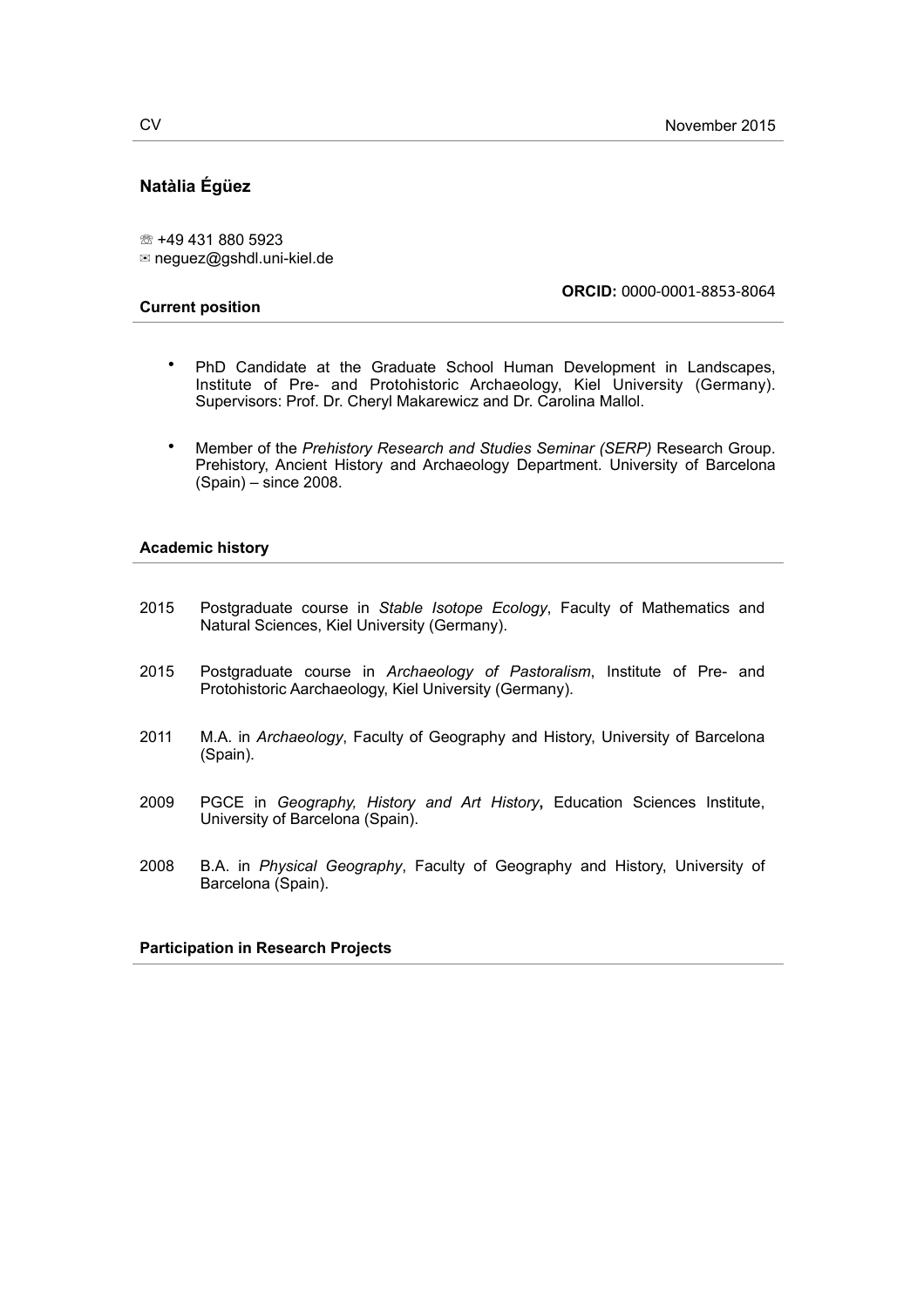# Natàlia Égüez

☏ +49 431 880 5923
✉ neguez@gshdl.uni-kiel.de

**ORCID:** 0000-0001-8853-8064

## Current position

- PhD Candidate at the Graduate School Human Development in Landscapes, Institute of Pre- and Protohistoric Archaeology, Kiel University (Germany). Supervisors: Prof. Dr. Cheryl Makarewicz and Dr. Carolina Mallol.
- Member of the *Prehistory Research and Studies Seminar (SERP)* Research Group. Prehistory, Ancient History and Archaeology Department. University of Barcelona (Spain) – since 2008.

## Academic history

2015 Postgraduate course in *Stable Isotope Ecology*, Faculty of Mathematics and Natural Sciences, Kiel University (Germany).

2015 Postgraduate course in *Archaeology of Pastoralism*, Institute of Pre- and Protohistoric Aarchaeology, Kiel University (Germany).

2011 M.A. in *Archaeology*, Faculty of Geography and History, University of Barcelona (Spain).

2009 PGCE in *Geography, History and Art History***,** Education Sciences Institute, University of Barcelona (Spain).

2008 B.A. in *Physical Geography*, Faculty of Geography and History, University of Barcelona (Spain).

## Participation in Research Projects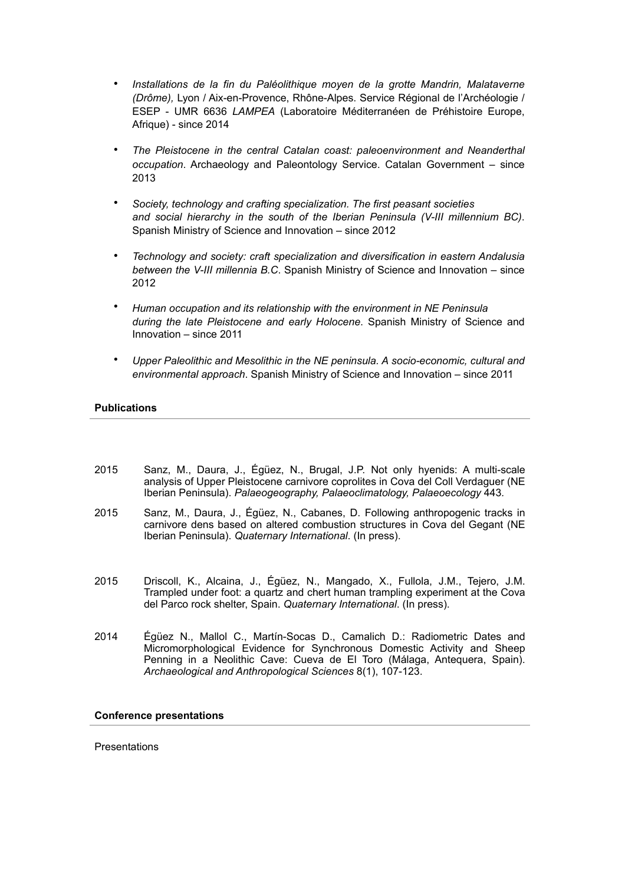- *Installations de la fin du Paléolithique moyen de la grotte Mandrin, Malataverne (Drôme),* Lyon / Aix-en-Provence, Rhône-Alpes. Service Régional de l'Archéologie / ESEP - UMR 6636 *LAMPEA* (Laboratoire Méditerranéen de Préhistoire Europe, Afrique) - since 2014

- *The Pleistocene in the central Catalan coast: paleoenvironment and Neanderthal occupation*. Archaeology and Paleontology Service. Catalan Government – since 2013

- *Society, technology and crafting specialization. The first peasant societies and social hierarchy in the south of the Iberian Peninsula (V-III millennium BC)*. Spanish Ministry of Science and Innovation – since 2012

- *Technology and society: craft specialization and diversification in eastern Andalusia between the V-III millennia B.C*. Spanish Ministry of Science and Innovation – since 2012

- *Human occupation and its relationship with the environment in NE Peninsula during the late Pleistocene and early Holocene*. Spanish Ministry of Science and Innovation – since 2011

- *Upper Paleolithic and Mesolithic in the NE peninsula. A socio-economic, cultural and environmental approach*. Spanish Ministry of Science and Innovation – since 2011

**Publications**

2015 Sanz, M., Daura, J., Égüez, N., Brugal, J.P. Not only hyenids: A multi-scale analysis of Upper Pleistocene carnivore coprolites in Cova del Coll Verdaguer (NE Iberian Peninsula). *Palaeogeography, Palaeoclimatology, Palaeoecology* 443.

2015 Sanz, M., Daura, J., Égüez, N., Cabanes, D. Following anthropogenic tracks in carnivore dens based on altered combustion structures in Cova del Gegant (NE Iberian Peninsula). *Quaternary International*. (In press).

2015 Driscoll, K., Alcaina, J., Égüez, N., Mangado, X., Fullola, J.M., Tejero, J.M. Trampled under foot: a quartz and chert human trampling experiment at the Cova del Parco rock shelter, Spain. *Quaternary International*. (In press).

2014 Égüez N., Mallol C., Martín-Socas D., Camalich D.: Radiometric Dates and Micromorphological Evidence for Synchronous Domestic Activity and Sheep Penning in a Neolithic Cave: Cueva de El Toro (Málaga, Antequera, Spain). *Archaeological and Anthropological Sciences* 8(1), 107-123.

**Conference presentations**

Presentations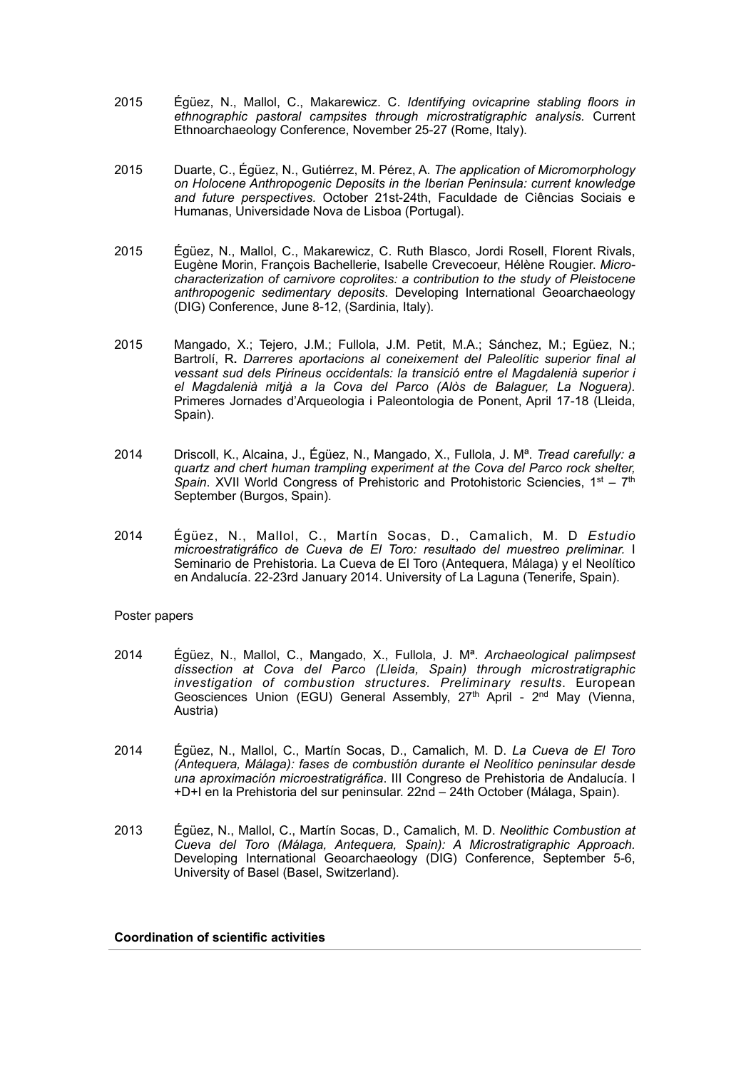2015 Égüez, N., Mallol, C., Makarewicz. C. *Identifying ovicaprine stabling floors in ethnographic pastoral campsites through microstratigraphic analysis.* Current Ethnoarchaeology Conference, November 25-27 (Rome, Italy).

2015 Duarte, C., Égüez, N., Gutiérrez, M. Pérez, A. *The application of Micromorphology on Holocene Anthropogenic Deposits in the Iberian Peninsula: current knowledge and future perspectives.* October 21st-24th, Faculdade de Ciências Sociais e Humanas, Universidade Nova de Lisboa (Portugal).

2015 Égüez, N., Mallol, C., Makarewicz, C. Ruth Blasco, Jordi Rosell, Florent Rivals, Eugène Morin, François Bachellerie, Isabelle Crevecoeur, Hélène Rougier. *Micro-characterization of carnivore coprolites: a contribution to the study of Pleistocene anthropogenic sedimentary deposits*. Developing International Geoarchaeology (DIG) Conference, June 8-12, (Sardinia, Italy).

2015 Mangado, X.; Tejero, J.M.; Fullola, J.M. Petit, M.A.; Sánchez, M.; Egüez, N.; Bartrolí, R**.** *Darreres aportacions al coneixement del Paleolític superior final al vessant sud dels Pirineus occidentals: la transició entre el Magdalenià superior i el Magdalenià mitjà a la Cova del Parco (Alòs de Balaguer, La Noguera).* Primeres Jornades d'Arqueologia i Paleontologia de Ponent, April 17-18 (Lleida, Spain).

2014 Driscoll, K., Alcaina, J., Égüez, N., Mangado, X., Fullola, J. Mª. *Tread carefully: a quartz and chert human trampling experiment at the Cova del Parco rock shelter, Spain*. XVII World Congress of Prehistoric and Protohistoric Sciencies, 1st – 7th September (Burgos, Spain).

2014 Égüez, N., Mallol, C., Martín Socas, D., Camalich, M. D *Estudio microestratigráfico de Cueva de El Toro: resultado del muestreo preliminar.* I Seminario de Prehistoria. La Cueva de El Toro (Antequera, Málaga) y el Neolítico en Andalucía. 22-23rd January 2014. University of La Laguna (Tenerife, Spain).

Poster papers

2014 Égüez, N., Mallol, C., Mangado, X., Fullola, J. Mª. *Archaeological palimpsest dissection at Cova del Parco (Lleida, Spain) through microstratigraphic investigation of combustion structures. Preliminary results*. European Geosciences Union (EGU) General Assembly, 27th April - 2nd May (Vienna, Austria)

2014 Égüez, N., Mallol, C., Martín Socas, D., Camalich, M. D. *La Cueva de El Toro (Antequera, Málaga): fases de combustión durante el Neolítico peninsular desde una aproximación microestratigráfica*. III Congreso de Prehistoria de Andalucía. I +D+I en la Prehistoria del sur peninsular. 22nd – 24th October (Málaga, Spain).

2013 Égüez, N., Mallol, C., Martín Socas, D., Camalich, M. D. *Neolithic Combustion at Cueva del Toro (Málaga, Antequera, Spain): A Microstratigraphic Approach.* Developing International Geoarchaeology (DIG) Conference, September 5-6, University of Basel (Basel, Switzerland).

**Coordination of scientific activities**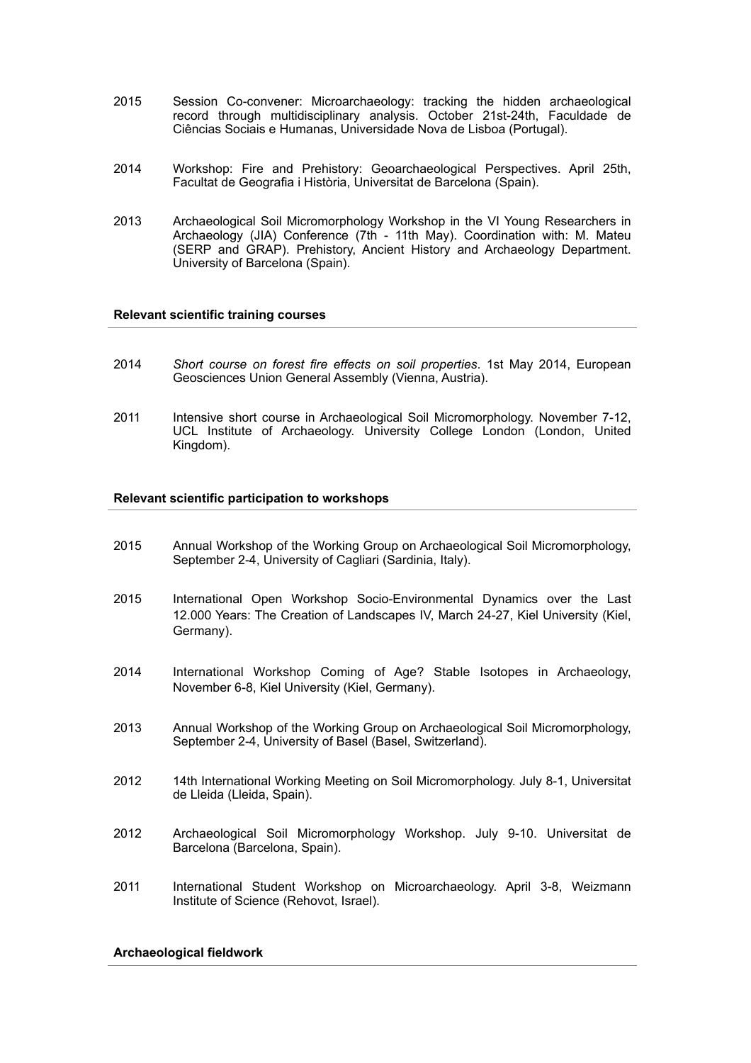2015 Session Co-convener: Microarchaeology: tracking the hidden archaeological record through multidisciplinary analysis. October 21st-24th, Faculdade de Ciências Sociais e Humanas, Universidade Nova de Lisboa (Portugal).

2014 Workshop: Fire and Prehistory: Geoarchaeological Perspectives. April 25th, Facultat de Geografia i Història, Universitat de Barcelona (Spain).

2013 Archaeological Soil Micromorphology Workshop in the VI Young Researchers in Archaeology (JIA) Conference (7th - 11th May). Coordination with: M. Mateu (SERP and GRAP). Prehistory, Ancient History and Archaeology Department. University of Barcelona (Spain).

#### Relevant scientific training courses

2014 *Short course on forest fire effects on soil properties*. 1st May 2014, European Geosciences Union General Assembly (Vienna, Austria).

2011 Intensive short course in Archaeological Soil Micromorphology. November 7-12, UCL Institute of Archaeology. University College London (London, United Kingdom).

#### Relevant scientific participation to workshops

2015 Annual Workshop of the Working Group on Archaeological Soil Micromorphology, September 2-4, University of Cagliari (Sardinia, Italy).

2015 International Open Workshop Socio-Environmental Dynamics over the Last 12.000 Years: The Creation of Landscapes IV, March 24-27, Kiel University (Kiel, Germany).

2014 International Workshop Coming of Age? Stable Isotopes in Archaeology, November 6-8, Kiel University (Kiel, Germany).

2013 Annual Workshop of the Working Group on Archaeological Soil Micromorphology, September 2-4, University of Basel (Basel, Switzerland).

2012 14th International Working Meeting on Soil Micromorphology. July 8-1, Universitat de Lleida (Lleida, Spain).

2012 Archaeological Soil Micromorphology Workshop. July 9-10. Universitat de Barcelona (Barcelona, Spain).

2011 International Student Workshop on Microarchaeology. April 3-8, Weizmann Institute of Science (Rehovot, Israel).

#### Archaeological fieldwork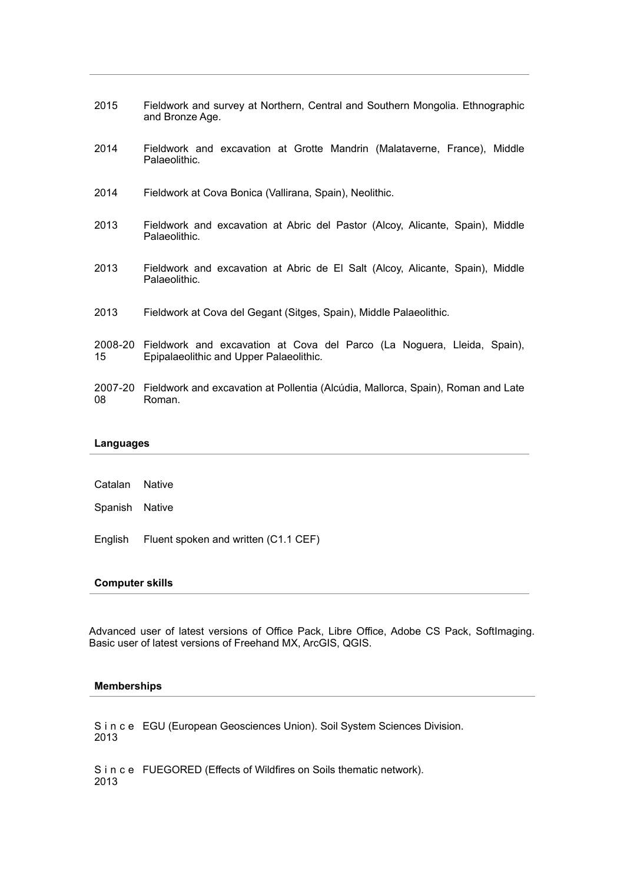| | |
|---|---|
| 2015 | Fieldwork and survey at Northern, Central and Southern Mongolia. Ethnographic and Bronze Age. |
| 2014 | Fieldwork and excavation at Grotte Mandrin (Malataverne, France), Middle Palaeolithic. |
| 2014 | Fieldwork at Cova Bonica (Vallirana, Spain), Neolithic. |
| 2013 | Fieldwork and excavation at Abric del Pastor (Alcoy, Alicante, Spain), Middle Palaeolithic. |
| 2013 | Fieldwork and excavation at Abric de El Salt (Alcoy, Alicante, Spain), Middle Palaeolithic. |
| 2013 | Fieldwork at Cova del Gegant (Sitges, Spain), Middle Palaeolithic. |
| 2008-2015 | Fieldwork and excavation at Cova del Parco (La Noguera, Lleida, Spain), Epipalaeolithic and Upper Palaeolithic. |
| 2007-2008 | Fieldwork and excavation at Pollentia (Alcúdia, Mallorca, Spain), Roman and Late Roman. |

**Languages**

| | |
|---|---|
| Catalan | Native |
| Spanish | Native |
| English | Fluent spoken and written (C1.1 CEF) |

**Computer skills**

Advanced user of latest versions of Office Pack, Libre Office, Adobe CS Pack, SoftImaging. Basic user of latest versions of Freehand MX, ArcGIS, QGIS.

**Memberships**

| | |
|---|---|
| Since 2013 | EGU (European Geosciences Union). Soil System Sciences Division. |
| Since 2013 | FUEGORED (Effects of Wildfires on Soils thematic network). |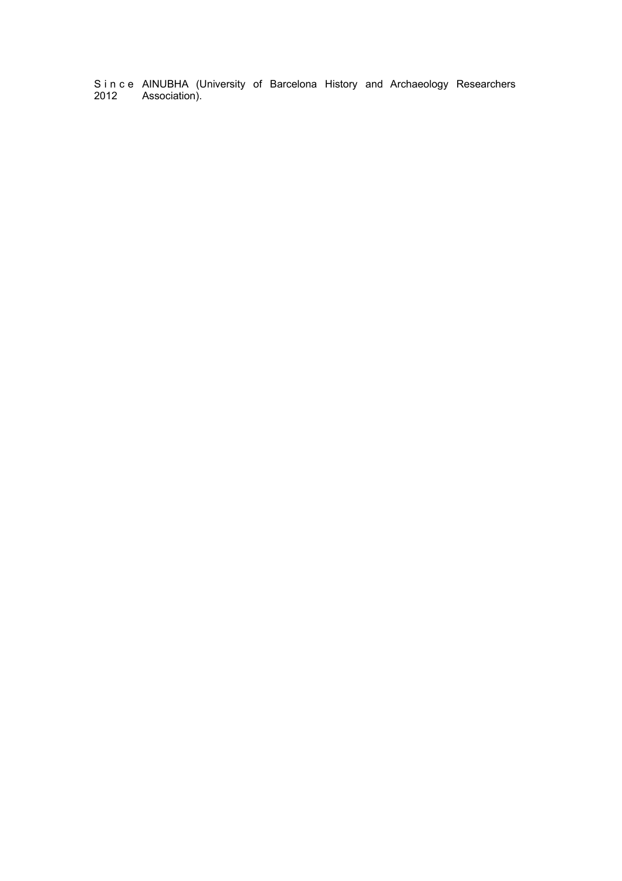| | |
|---|---|
| Since 2012 | AINUBHA (University of Barcelona History and Archaeology Researchers Association). |